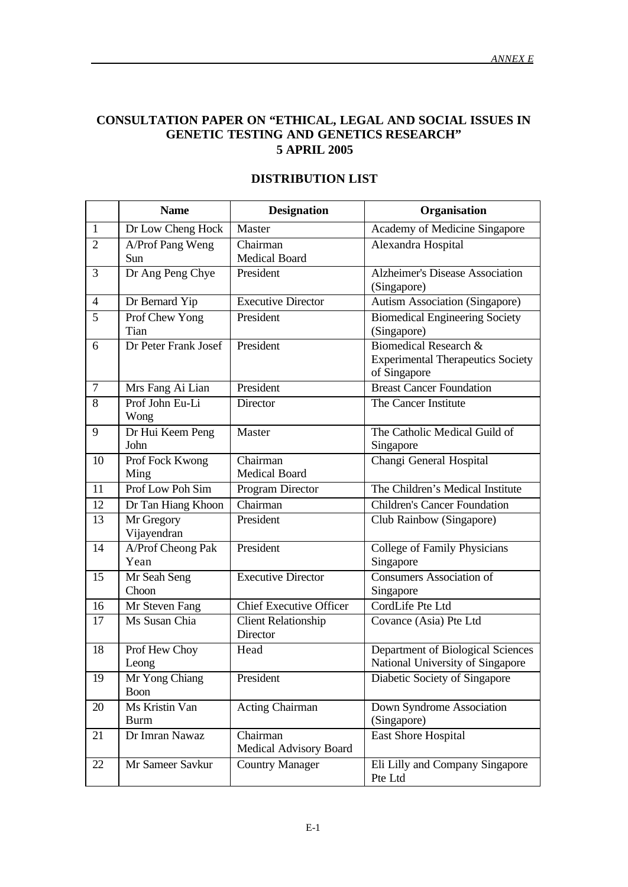*ANNEX E*

**CONSULTATION PAPER ON "ETHICAL, LEGAL AND SOCIAL ISSUES IN GENETIC TESTING AND GENETICS RESEARCH"**
**5 APRIL 2005**

## DISTRIBUTION LIST

| | Name | Designation | Organisation |
|---|---|---|---|
| 1 | Dr Low Cheng Hock | Master | Academy of Medicine Singapore |
| 2 | A/Prof Pang Weng Sun | Chairman Medical Board | Alexandra Hospital |
| 3 | Dr Ang Peng Chye | President | Alzheimer's Disease Association (Singapore) |
| 4 | Dr Bernard Yip | Executive Director | Autism Association (Singapore) |
| 5 | Prof Chew Yong Tian | President | Biomedical Engineering Society (Singapore) |
| 6 | Dr Peter Frank Josef | President | Biomedical Research & Experimental Therapeutics Society of Singapore |
| 7 | Mrs Fang Ai Lian | President | Breast Cancer Foundation |
| 8 | Prof John Eu-Li Wong | Director | The Cancer Institute |
| 9 | Dr Hui Keem Peng John | Master | The Catholic Medical Guild of Singapore |
| 10 | Prof Fock Kwong Ming | Chairman Medical Board | Changi General Hospital |
| 11 | Prof Low Poh Sim | Program Director | The Children's Medical Institute |
| 12 | Dr Tan Hiang Khoon | Chairman | Children's Cancer Foundation |
| 13 | Mr Gregory Vijayendran | President | Club Rainbow (Singapore) |
| 14 | A/Prof Cheong Pak Yean | President | College of Family Physicians Singapore |
| 15 | Mr Seah Seng Choon | Executive Director | Consumers Association of Singapore |
| 16 | Mr Steven Fang | Chief Executive Officer | CordLife Pte Ltd |
| 17 | Ms Susan Chia | Client Relationship Director | Covance (Asia) Pte Ltd |
| 18 | Prof Hew Choy Leong | Head | Department of Biological Sciences National University of Singapore |
| 19 | Mr Yong Chiang Boon | President | Diabetic Society of Singapore |
| 20 | Ms Kristin Van Burm | Acting Chairman | Down Syndrome Association (Singapore) |
| 21 | Dr Imran Nawaz | Chairman Medical Advisory Board | East Shore Hospital |
| 22 | Mr Sameer Savkur | Country Manager | Eli Lilly and Company Singapore Pte Ltd |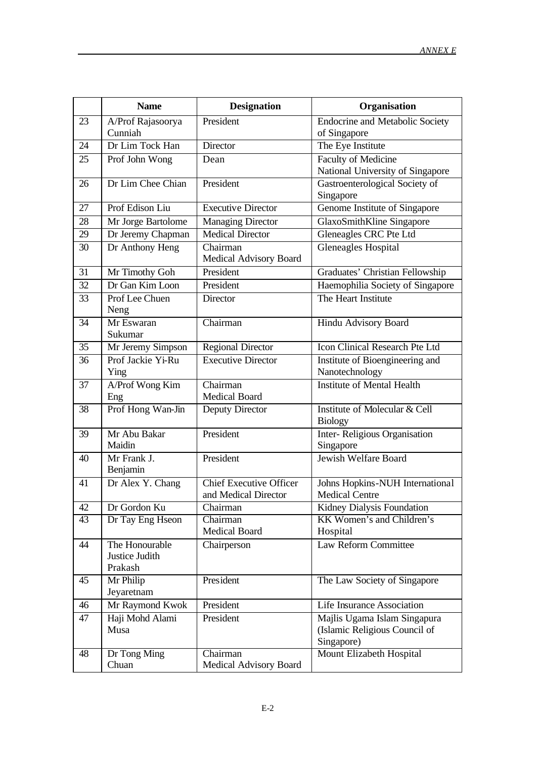|  | Name | Designation | Organisation |
|---|---|---|---|
| 23 | A/Prof Rajasoorya Cunniah | President | Endocrine and Metabolic Society of Singapore |
| 24 | Dr Lim Tock Han | Director | The Eye Institute |
| 25 | Prof John Wong | Dean | Faculty of Medicine National University of Singapore |
| 26 | Dr Lim Chee Chian | President | Gastroenterological Society of Singapore |
| 27 | Prof Edison Liu | Executive Director | Genome Institute of Singapore |
| 28 | Mr Jorge Bartolome | Managing Director | GlaxoSmithKline Singapore |
| 29 | Dr Jeremy Chapman | Medical Director | Gleneagles CRC Pte Ltd |
| 30 | Dr Anthony Heng | Chairman Medical Advisory Board | Gleneagles Hospital |
| 31 | Mr Timothy Goh | President | Graduates' Christian Fellowship |
| 32 | Dr Gan Kim Loon | President | Haemophilia Society of Singapore |
| 33 | Prof Lee Chuen Neng | Director | The Heart Institute |
| 34 | Mr Eswaran Sukumar | Chairman | Hindu Advisory Board |
| 35 | Mr Jeremy Simpson | Regional Director | Icon Clinical Research Pte Ltd |
| 36 | Prof Jackie Yi-Ru Ying | Executive Director | Institute of Bioengineering and Nanotechnology |
| 37 | A/Prof Wong Kim Eng | Chairman Medical Board | Institute of Mental Health |
| 38 | Prof Hong Wan-Jin | Deputy Director | Institute of Molecular & Cell Biology |
| 39 | Mr Abu Bakar Maidin | President | Inter- Religious Organisation Singapore |
| 40 | Mr Frank J. Benjamin | President | Jewish Welfare Board |
| 41 | Dr Alex Y. Chang | Chief Executive Officer and Medical Director | Johns Hopkins-NUH International Medical Centre |
| 42 | Dr Gordon Ku | Chairman | Kidney Dialysis Foundation |
| 43 | Dr Tay Eng Hseon | Chairman Medical Board | KK Women's and Children's Hospital |
| 44 | The Honourable Justice Judith Prakash | Chairperson | Law Reform Committee |
| 45 | Mr Philip Jeyaretnam | President | The Law Society of Singapore |
| 46 | Mr Raymond Kwok | President | Life Insurance Association |
| 47 | Haji Mohd Alami Musa | President | Majlis Ugama Islam Singapura (Islamic Religious Council of Singapore) |
| 48 | Dr Tong Ming Chuan | Chairman Medical Advisory Board | Mount Elizabeth Hospital |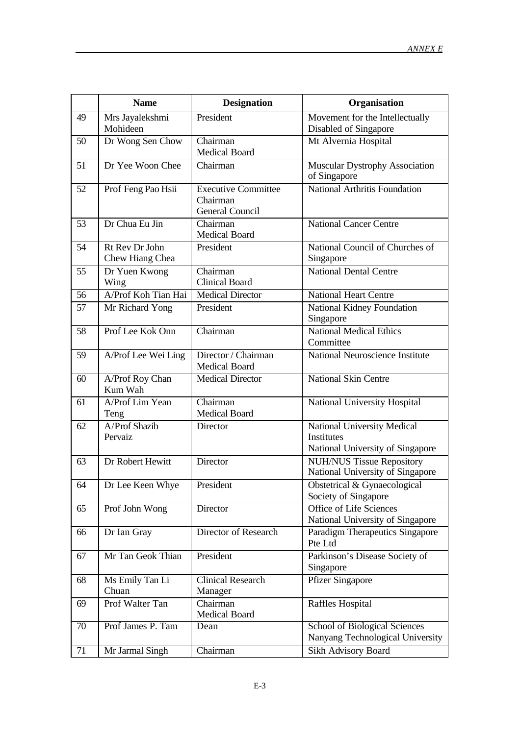| | Name | Designation | Organisation |
|---|---|---|---|
| 49 | Mrs Jayalekshmi Mohideen | President | Movement for the Intellectually Disabled of Singapore |
| 50 | Dr Wong Sen Chow | Chairman Medical Board | Mt Alvernia Hospital |
| 51 | Dr Yee Woon Chee | Chairman | Muscular Dystrophy Association of Singapore |
| 52 | Prof Feng Pao Hsii | Executive Committee Chairman General Council | National Arthritis Foundation |
| 53 | Dr Chua Eu Jin | Chairman Medical Board | National Cancer Centre |
| 54 | Rt Rev Dr John Chew Hiang Chea | President | National Council of Churches of Singapore |
| 55 | Dr Yuen Kwong Wing | Chairman Clinical Board | National Dental Centre |
| 56 | A/Prof Koh Tian Hai | Medical Director | National Heart Centre |
| 57 | Mr Richard Yong | President | National Kidney Foundation Singapore |
| 58 | Prof Lee Kok Onn | Chairman | National Medical Ethics Committee |
| 59 | A/Prof Lee Wei Ling | Director / Chairman Medical Board | National Neuroscience Institute |
| 60 | A/Prof Roy Chan Kum Wah | Medical Director | National Skin Centre |
| 61 | A/Prof Lim Yean Teng | Chairman Medical Board | National University Hospital |
| 62 | A/Prof Shazib Pervaiz | Director | National University Medical Institutes National University of Singapore |
| 63 | Dr Robert Hewitt | Director | NUH/NUS Tissue Repository National University of Singapore |
| 64 | Dr Lee Keen Whye | President | Obstetrical & Gynaecological Society of Singapore |
| 65 | Prof John Wong | Director | Office of Life Sciences National University of Singapore |
| 66 | Dr Ian Gray | Director of Research | Paradigm Therapeutics Singapore Pte Ltd |
| 67 | Mr Tan Geok Thian | President | Parkinson's Disease Society of Singapore |
| 68 | Ms Emily Tan Li Chuan | Clinical Research Manager | Pfizer Singapore |
| 69 | Prof Walter Tan | Chairman Medical Board | Raffles Hospital |
| 70 | Prof James P. Tam | Dean | School of Biological Sciences Nanyang Technological University |
| 71 | Mr Jarmal Singh | Chairman | Sikh Advisory Board |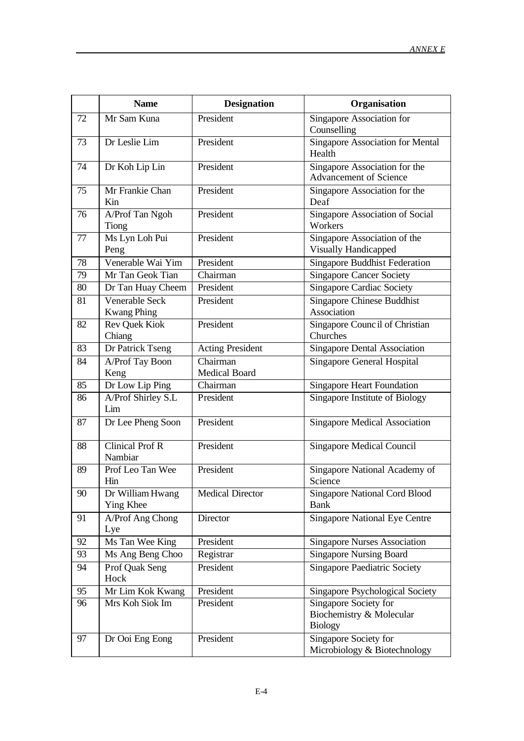|  | Name | Designation | Organisation |
|---|---|---|---|
| 72 | Mr Sam Kuna | President | Singapore Association for Counselling |
| 73 | Dr Leslie Lim | President | Singapore Association for Mental Health |
| 74 | Dr Koh Lip Lin | President | Singapore Association for the Advancement of Science |
| 75 | Mr Frankie Chan Kin | President | Singapore Association for the Deaf |
| 76 | A/Prof Tan Ngoh Tiong | President | Singapore Association of Social Workers |
| 77 | Ms Lyn Loh Pui Peng | President | Singapore Association of the Visually Handicapped |
| 78 | Venerable Wai Yim | President | Singapore Buddhist Federation |
| 79 | Mr Tan Geok Tian | Chairman | Singapore Cancer Society |
| 80 | Dr Tan Huay Cheem | President | Singapore Cardiac Society |
| 81 | Venerable Seck Kwang Phing | President | Singapore Chinese Buddhist Association |
| 82 | Rev Quek Kiok Chiang | President | Singapore Counc il of Christian Churches |
| 83 | Dr Patrick Tseng | Acting President | Singapore Dental Association |
| 84 | A/Prof Tay Boon Keng | Chairman Medical Board | Singapore General Hospital |
| 85 | Dr Low Lip Ping | Chairman | Singapore Heart Foundation |
| 86 | A/Prof Shirley S.L Lim | President | Singapore Institute of Biology |
| 87 | Dr Lee Pheng Soon | President | Singapore Medical Association |
| 88 | Clinical Prof R Nambiar | President | Singapore Medical Council |
| 89 | Prof Leo Tan Wee Hin | President | Singapore National Academy of Science |
| 90 | Dr William Hwang Ying Khee | Medical Director | Singapore National Cord Blood Bank |
| 91 | A/Prof Ang Chong Lye | Director | Singapore National Eye Centre |
| 92 | Ms Tan Wee King | President | Singapore Nurses Association |
| 93 | Ms Ang Beng Choo | Registrar | Singapore Nursing Board |
| 94 | Prof Quak Seng Hock | President | Singapore Paediatric Society |
| 95 | Mr Lim Kok Kwang | President | Singapore Psychological Society |
| 96 | Mrs Koh Siok Im | President | Singapore Society for Biochemistry & Molecular Biology |
| 97 | Dr Ooi Eng Eong | President | Singapore Society for Microbiology & Biotechnology |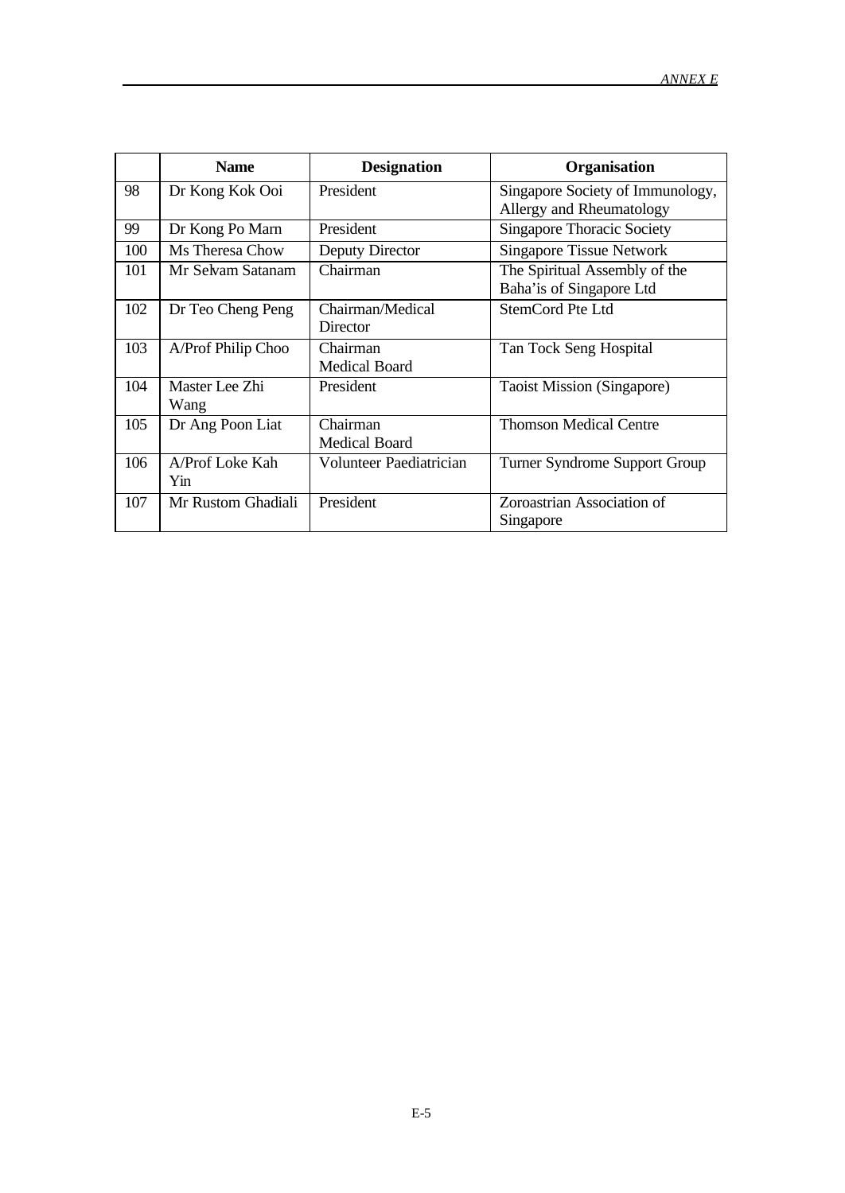|  | Name | Designation | Organisation |
|---|---|---|---|
| 98 | Dr Kong Kok Ooi | President | Singapore Society of Immunology, Allergy and Rheumatology |
| 99 | Dr Kong Po Marn | President | Singapore Thoracic Society |
| 100 | Ms Theresa Chow | Deputy Director | Singapore Tissue Network |
| 101 | Mr Selvam Satanam | Chairman | The Spiritual Assembly of the Baha'is of Singapore Ltd |
| 102 | Dr Teo Cheng Peng | Chairman/Medical Director | StemCord Pte Ltd |
| 103 | A/Prof Philip Choo | Chairman Medical Board | Tan Tock Seng Hospital |
| 104 | Master Lee Zhi Wang | President | Taoist Mission (Singapore) |
| 105 | Dr Ang Poon Liat | Chairman Medical Board | Thomson Medical Centre |
| 106 | A/Prof Loke Kah Yin | Volunteer Paediatrician | Turner Syndrome Support Group |
| 107 | Mr Rustom Ghadiali | President | Zoroastrian Association of Singapore |